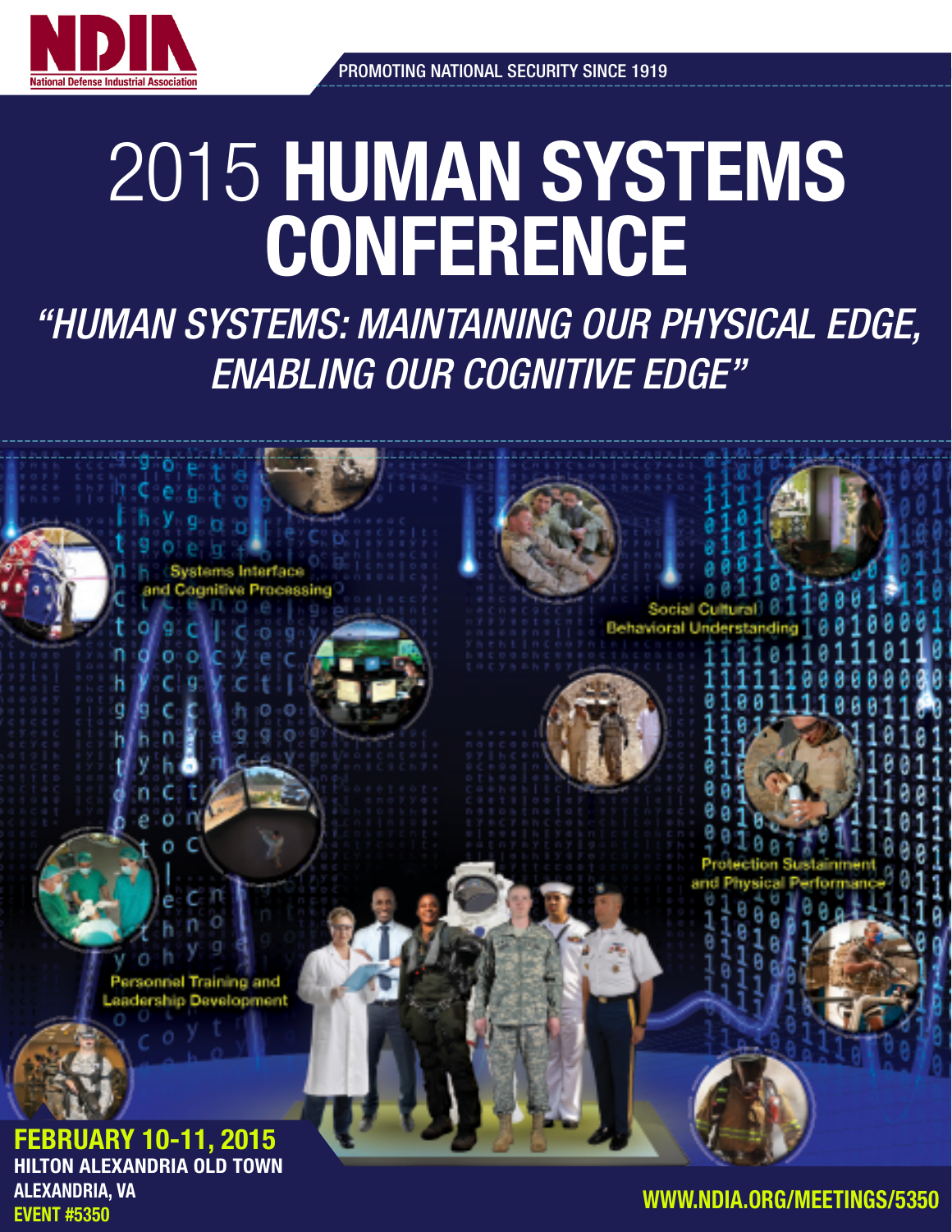NDIA
National Defense Industrial Association

PROMOTING NATIONAL SECURITY SINCE 1919

# 2015 HUMAN SYSTEMS CONFERENCE

## *"HUMAN SYSTEMS: MAINTAINING OUR PHYSICAL EDGE, ENABLING OUR COGNITIVE EDGE"*

Systems Interface and Cognitive Processing

Social Cultural Behavioral Understanding

Protection Sustainment and Physical Performance

Personnel Training and Leadership Development

**FEBRUARY 10-11, 2015**
**HILTON ALEXANDRIA OLD TOWN**
**ALEXANDRIA, VA**
**EVENT #5350**

**WWW.NDIA.ORG/MEETINGS/5350**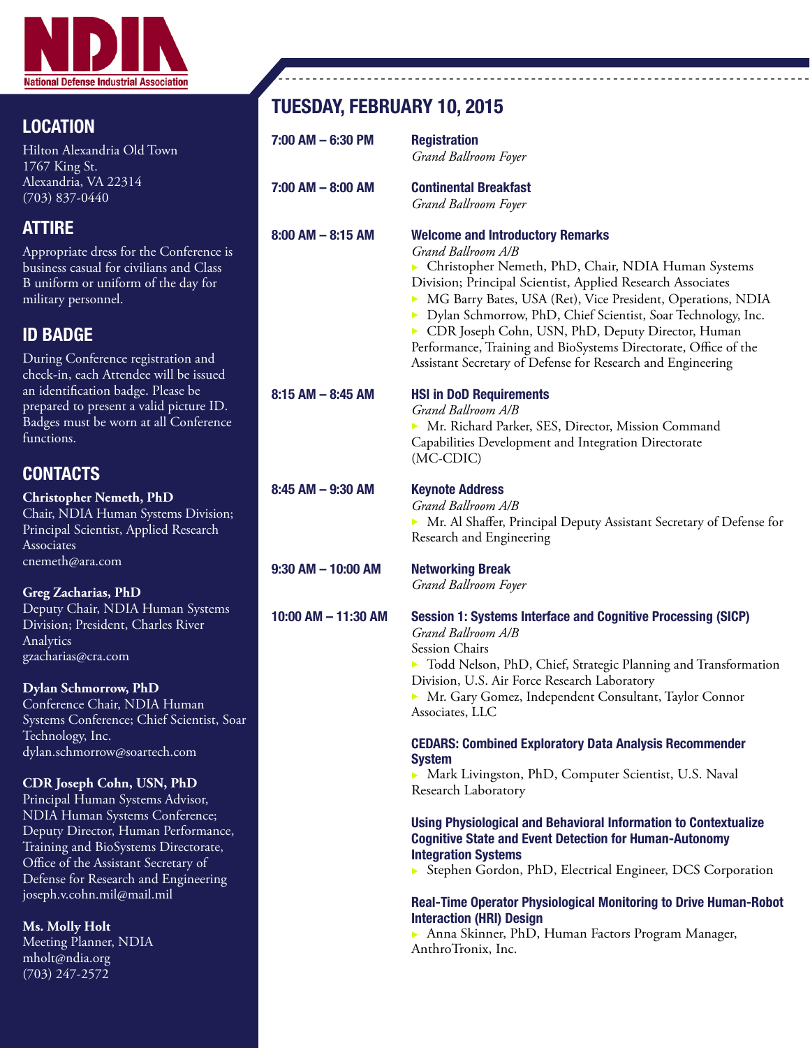National Defense Industrial Association

## LOCATION

Hilton Alexandria Old Town
1767 King St.
Alexandria, VA 22314
(703) 837-0440

## ATTIRE

Appropriate dress for the Conference is business casual for civilians and Class B uniform or uniform of the day for military personnel.

## ID BADGE

During Conference registration and check-in, each Attendee will be issued an identification badge. Please be prepared to present a valid picture ID. Badges must be worn at all Conference functions.

## CONTACTS

**Christopher Nemeth, PhD**
Chair, NDIA Human Systems Division; Principal Scientist, Applied Research Associates
cnemeth@ara.com

**Greg Zacharias, PhD**
Deputy Chair, NDIA Human Systems Division; President, Charles River Analytics
gzacharias@cra.com

**Dylan Schmorrow, PhD**
Conference Chair, NDIA Human Systems Conference; Chief Scientist, Soar Technology, Inc.
dylan.schmorrow@soartech.com

**CDR Joseph Cohn, USN, PhD**
Principal Human Systems Advisor, NDIA Human Systems Conference; Deputy Director, Human Performance, Training and BioSystems Directorate, Office of the Assistant Secretary of Defense for Research and Engineering
joseph.v.cohn.mil@mail.mil

**Ms. Molly Holt**
Meeting Planner, NDIA
mholt@ndia.org
(703) 247-2572

# TUESDAY, FEBRUARY 10, 2015

**7:00 AM – 6:30 PM** — **Registration**
*Grand Ballroom Foyer*

**7:00 AM – 8:00 AM** — **Continental Breakfast**
*Grand Ballroom Foyer*

**8:00 AM – 8:15 AM** — **Welcome and Introductory Remarks**
*Grand Ballroom A/B*
- Christopher Nemeth, PhD, Chair, NDIA Human Systems Division; Principal Scientist, Applied Research Associates
- MG Barry Bates, USA (Ret), Vice President, Operations, NDIA
- Dylan Schmorrow, PhD, Chief Scientist, Soar Technology, Inc.
- CDR Joseph Cohn, USN, PhD, Deputy Director, Human Performance, Training and BioSystems Directorate, Office of the Assistant Secretary of Defense for Research and Engineering

**8:15 AM – 8:45 AM** — **HSI in DoD Requirements**
*Grand Ballroom A/B*
- Mr. Richard Parker, SES, Director, Mission Command Capabilities Development and Integration Directorate (MC-CDIC)

**8:45 AM – 9:30 AM** — **Keynote Address**
*Grand Ballroom A/B*
- Mr. Al Shaffer, Principal Deputy Assistant Secretary of Defense for Research and Engineering

**9:30 AM – 10:00 AM** — **Networking Break**
*Grand Ballroom Foyer*

**10:00 AM – 11:30 AM** — **Session 1: Systems Interface and Cognitive Processing (SICP)**
*Grand Ballroom A/B*
Session Chairs
- Todd Nelson, PhD, Chief, Strategic Planning and Transformation Division, U.S. Air Force Research Laboratory
- Mr. Gary Gomez, Independent Consultant, Taylor Connor Associates, LLC

**CEDARS: Combined Exploratory Data Analysis Recommender System**
- Mark Livingston, PhD, Computer Scientist, U.S. Naval Research Laboratory

**Using Physiological and Behavioral Information to Contextualize Cognitive State and Event Detection for Human-Autonomy Integration Systems**
- Stephen Gordon, PhD, Electrical Engineer, DCS Corporation

**Real-Time Operator Physiological Monitoring to Drive Human-Robot Interaction (HRI) Design**
- Anna Skinner, PhD, Human Factors Program Manager, AnthroTronix, Inc.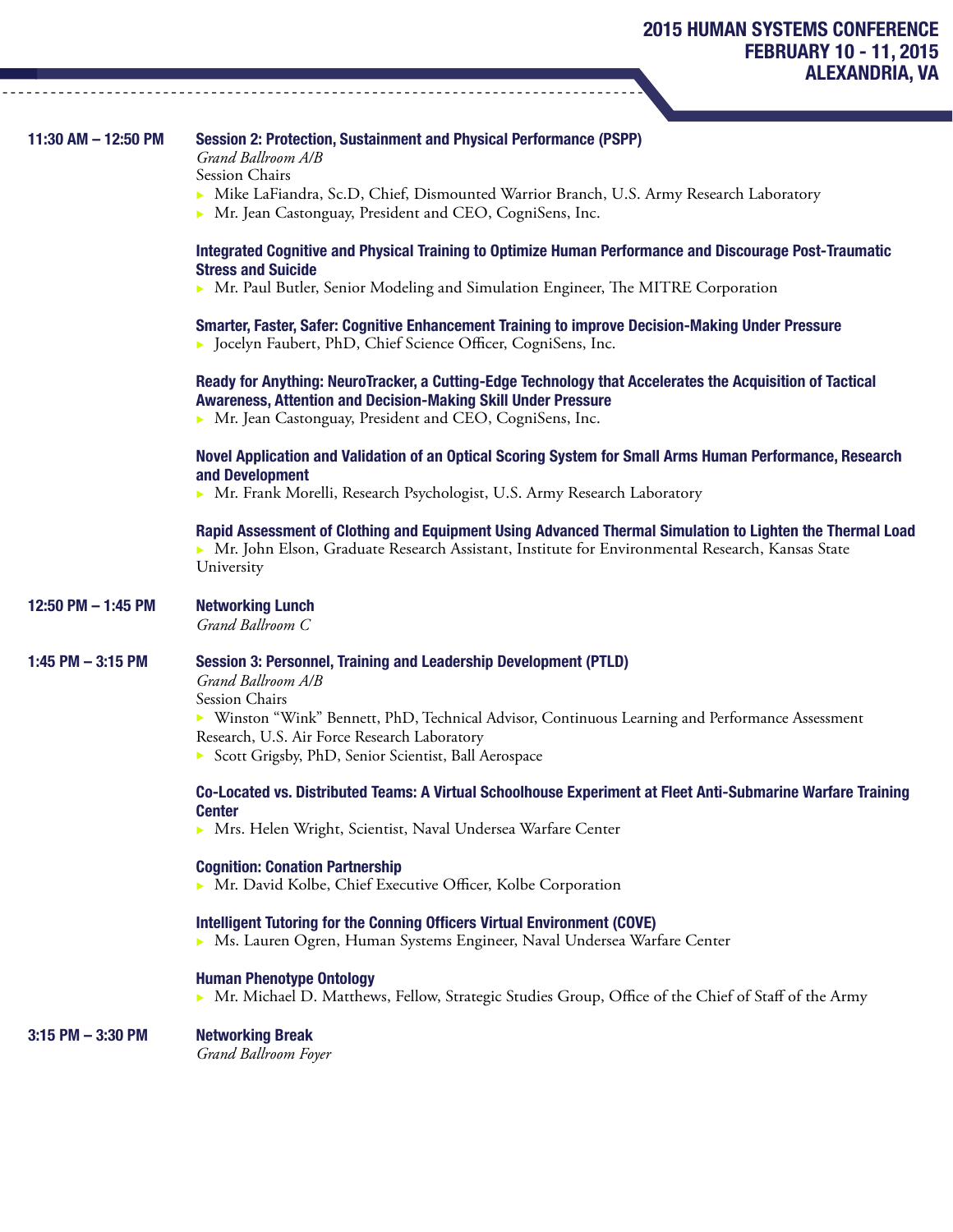**11:30 AM – 12:50 PM**

### Session 2: Protection, Sustainment and Physical Performance (PSPP)

*Grand Ballroom A/B*

Session Chairs

- Mike LaFiandra, Sc.D, Chief, Dismounted Warrior Branch, U.S. Army Research Laboratory
- Mr. Jean Castonguay, President and CEO, CogniSens, Inc.

**Integrated Cognitive and Physical Training to Optimize Human Performance and Discourage Post-Traumatic Stress and Suicide**

- Mr. Paul Butler, Senior Modeling and Simulation Engineer, The MITRE Corporation

**Smarter, Faster, Safer: Cognitive Enhancement Training to improve Decision-Making Under Pressure**

- Jocelyn Faubert, PhD, Chief Science Officer, CogniSens, Inc.

**Ready for Anything: NeuroTracker, a Cutting-Edge Technology that Accelerates the Acquisition of Tactical Awareness, Attention and Decision-Making Skill Under Pressure**

- Mr. Jean Castonguay, President and CEO, CogniSens, Inc.

**Novel Application and Validation of an Optical Scoring System for Small Arms Human Performance, Research and Development**

- Mr. Frank Morelli, Research Psychologist, U.S. Army Research Laboratory

**Rapid Assessment of Clothing and Equipment Using Advanced Thermal Simulation to Lighten the Thermal Load**

- Mr. John Elson, Graduate Research Assistant, Institute for Environmental Research, Kansas State University

**12:50 PM – 1:45 PM**

### Networking Lunch

*Grand Ballroom C*

**1:45 PM – 3:15 PM**

### Session 3: Personnel, Training and Leadership Development (PTLD)

*Grand Ballroom A/B*

Session Chairs

- Winston "Wink" Bennett, PhD, Technical Advisor, Continuous Learning and Performance Assessment Research, U.S. Air Force Research Laboratory
- Scott Grigsby, PhD, Senior Scientist, Ball Aerospace

**Co-Located vs. Distributed Teams: A Virtual Schoolhouse Experiment at Fleet Anti-Submarine Warfare Training Center**

- Mrs. Helen Wright, Scientist, Naval Undersea Warfare Center

**Cognition: Conation Partnership**

- Mr. David Kolbe, Chief Executive Officer, Kolbe Corporation

**Intelligent Tutoring for the Conning Officers Virtual Environment (COVE)**

- Ms. Lauren Ogren, Human Systems Engineer, Naval Undersea Warfare Center

**Human Phenotype Ontology**

- Mr. Michael D. Matthews, Fellow, Strategic Studies Group, Office of the Chief of Staff of the Army

**3:15 PM – 3:30 PM**

### Networking Break

*Grand Ballroom Foyer*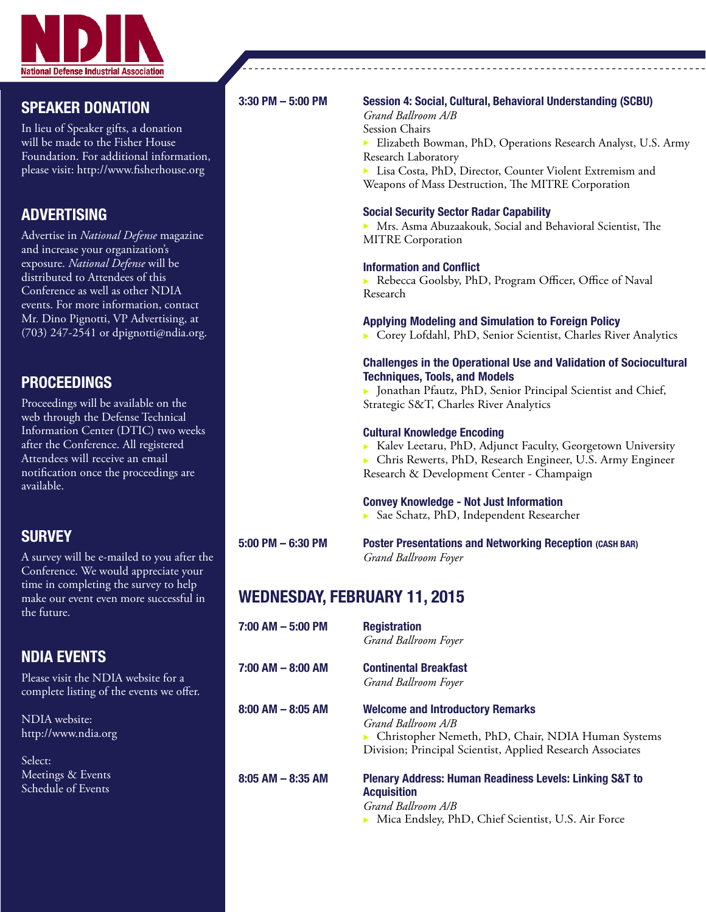## SPEAKER DONATION

In lieu of Speaker gifts, a donation will be made to the Fisher House Foundation. For additional information, please visit: http://www.fisherhouse.org

## ADVERTISING

Advertise in *National Defense* magazine and increase your organization's exposure. *National Defense* will be distributed to Attendees of this Conference as well as other NDIA events. For more information, contact Mr. Dino Pignotti, VP Advertising, at (703) 247-2541 or dpignotti@ndia.org.

## PROCEEDINGS

Proceedings will be available on the web through the Defense Technical Information Center (DTIC) two weeks after the Conference. All registered Attendees will receive an email notification once the proceedings are available.

## SURVEY

A survey will be e-mailed to you after the Conference. We would appreciate your time in completing the survey to help make our event even more successful in the future.

## NDIA EVENTS

Please visit the NDIA website for a complete listing of the events we offer.

NDIA website:
http://www.ndia.org

Select:
Meetings & Events
Schedule of Events

---

**3:30 PM – 5:00 PM** **Session 4: Social, Cultural, Behavioral Understanding (SCBU)**
*Grand Ballroom A/B*
Session Chairs
- Elizabeth Bowman, PhD, Operations Research Analyst, U.S. Army Research Laboratory
- Lisa Costa, PhD, Director, Counter Violent Extremism and Weapons of Mass Destruction, The MITRE Corporation

**Social Security Sector Radar Capability**
- Mrs. Asma Abuzaakouk, Social and Behavioral Scientist, The MITRE Corporation

**Information and Conflict**
- Rebecca Goolsby, PhD, Program Officer, Office of Naval Research

**Applying Modeling and Simulation to Foreign Policy**
- Corey Lofdahl, PhD, Senior Scientist, Charles River Analytics

**Challenges in the Operational Use and Validation of Sociocultural Techniques, Tools, and Models**
- Jonathan Pfautz, PhD, Senior Principal Scientist and Chief, Strategic S&T, Charles River Analytics

**Cultural Knowledge Encoding**
- Kalev Leetaru, PhD, Adjunct Faculty, Georgetown University
- Chris Rewerts, PhD, Research Engineer, U.S. Army Engineer Research & Development Center - Champaign

**Convey Knowledge - Not Just Information**
- Sae Schatz, PhD, Independent Researcher

**5:00 PM – 6:30 PM** **Poster Presentations and Networking Reception (CASH BAR)**
*Grand Ballroom Foyer*

## WEDNESDAY, FEBRUARY 11, 2015

**7:00 AM – 5:00 PM** **Registration**
*Grand Ballroom Foyer*

**7:00 AM – 8:00 AM** **Continental Breakfast**
*Grand Ballroom Foyer*

**8:00 AM – 8:05 AM** **Welcome and Introductory Remarks**
*Grand Ballroom A/B*
- Christopher Nemeth, PhD, Chair, NDIA Human Systems Division; Principal Scientist, Applied Research Associates

**8:05 AM – 8:35 AM** **Plenary Address: Human Readiness Levels: Linking S&T to Acquisition**
*Grand Ballroom A/B*
- Mica Endsley, PhD, Chief Scientist, U.S. Air Force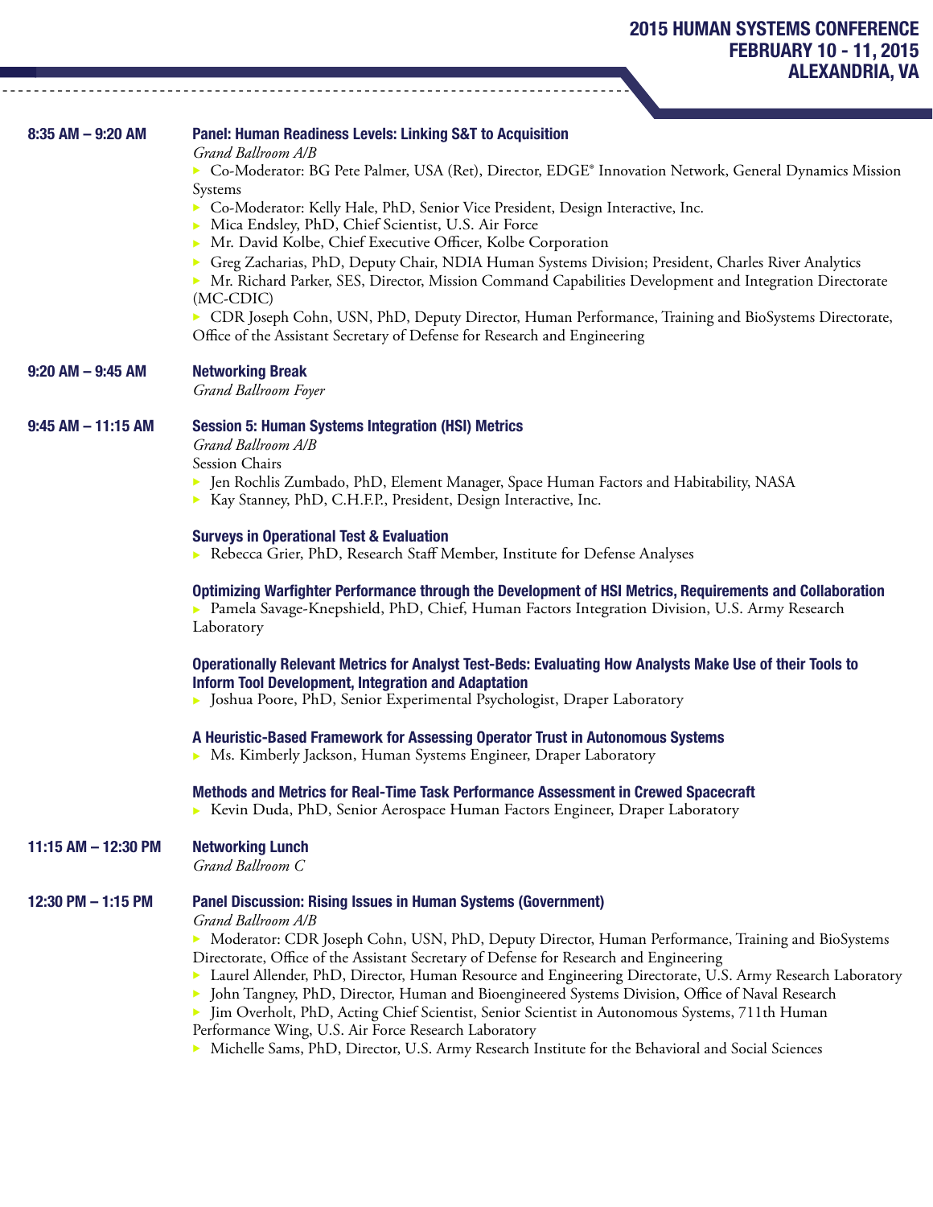**8:35 AM – 9:20 AM**

### Panel: Human Readiness Levels: Linking S&T to Acquisition

*Grand Ballroom A/B*

- Co-Moderator: BG Pete Palmer, USA (Ret), Director, EDGE® Innovation Network, General Dynamics Mission Systems
- Co-Moderator: Kelly Hale, PhD, Senior Vice President, Design Interactive, Inc.
- Mica Endsley, PhD, Chief Scientist, U.S. Air Force
- Mr. David Kolbe, Chief Executive Officer, Kolbe Corporation
- Greg Zacharias, PhD, Deputy Chair, NDIA Human Systems Division; President, Charles River Analytics
- Mr. Richard Parker, SES, Director, Mission Command Capabilities Development and Integration Directorate (MC-CDIC)
- CDR Joseph Cohn, USN, PhD, Deputy Director, Human Performance, Training and BioSystems Directorate, Office of the Assistant Secretary of Defense for Research and Engineering

**9:20 AM – 9:45 AM**

### Networking Break

*Grand Ballroom Foyer*

**9:45 AM – 11:15 AM**

### Session 5: Human Systems Integration (HSI) Metrics

*Grand Ballroom A/B*

Session Chairs

- Jen Rochlis Zumbado, PhD, Element Manager, Space Human Factors and Habitability, NASA
- Kay Stanney, PhD, C.H.F.P., President, Design Interactive, Inc.

#### Surveys in Operational Test & Evaluation

- Rebecca Grier, PhD, Research Staff Member, Institute for Defense Analyses

#### Optimizing Warfighter Performance through the Development of HSI Metrics, Requirements and Collaboration

- Pamela Savage-Knepshield, PhD, Chief, Human Factors Integration Division, U.S. Army Research Laboratory

#### Operationally Relevant Metrics for Analyst Test-Beds: Evaluating How Analysts Make Use of their Tools to Inform Tool Development, Integration and Adaptation

- Joshua Poore, PhD, Senior Experimental Psychologist, Draper Laboratory

#### A Heuristic-Based Framework for Assessing Operator Trust in Autonomous Systems

- Ms. Kimberly Jackson, Human Systems Engineer, Draper Laboratory

#### Methods and Metrics for Real-Time Task Performance Assessment in Crewed Spacecraft

- Kevin Duda, PhD, Senior Aerospace Human Factors Engineer, Draper Laboratory

**11:15 AM – 12:30 PM**

### Networking Lunch

*Grand Ballroom C*

**12:30 PM – 1:15 PM**

### Panel Discussion: Rising Issues in Human Systems (Government)

*Grand Ballroom A/B*

- Moderator: CDR Joseph Cohn, USN, PhD, Deputy Director, Human Performance, Training and BioSystems Directorate, Office of the Assistant Secretary of Defense for Research and Engineering
- Laurel Allender, PhD, Director, Human Resource and Engineering Directorate, U.S. Army Research Laboratory
- John Tangney, PhD, Director, Human and Bioengineered Systems Division, Office of Naval Research
- Jim Overholt, PhD, Acting Chief Scientist, Senior Scientist in Autonomous Systems, 711th Human Performance Wing, U.S. Air Force Research Laboratory
- Michelle Sams, PhD, Director, U.S. Army Research Institute for the Behavioral and Social Sciences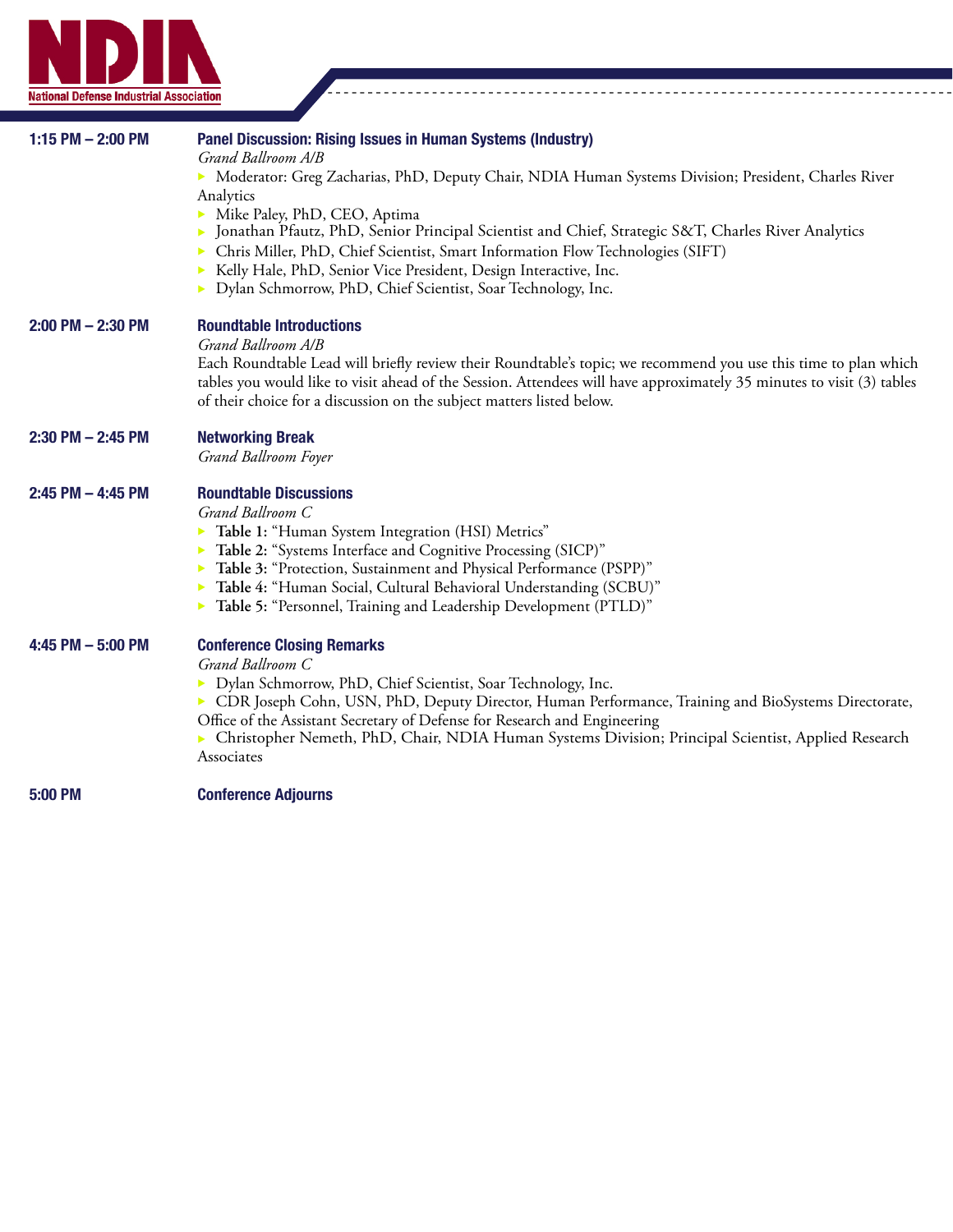**1:15 PM – 2:00 PM** **Panel Discussion: Rising Issues in Human Systems (Industry)**
*Grand Ballroom A/B*

- Moderator: Greg Zacharias, PhD, Deputy Chair, NDIA Human Systems Division; President, Charles River Analytics
- Mike Paley, PhD, CEO, Aptima
- Jonathan Pfautz, PhD, Senior Principal Scientist and Chief, Strategic S&T, Charles River Analytics
- Chris Miller, PhD, Chief Scientist, Smart Information Flow Technologies (SIFT)
- Kelly Hale, PhD, Senior Vice President, Design Interactive, Inc.
- Dylan Schmorrow, PhD, Chief Scientist, Soar Technology, Inc.

**2:00 PM – 2:30 PM** **Roundtable Introductions**
*Grand Ballroom A/B*

Each Roundtable Lead will briefly review their Roundtable's topic; we recommend you use this time to plan which tables you would like to visit ahead of the Session. Attendees will have approximately 35 minutes to visit (3) tables of their choice for a discussion on the subject matters listed below.

**2:30 PM – 2:45 PM** **Networking Break**
*Grand Ballroom Foyer*

**2:45 PM – 4:45 PM** **Roundtable Discussions**
*Grand Ballroom C*

- **Table 1:** "Human System Integration (HSI) Metrics"
- **Table 2:** "Systems Interface and Cognitive Processing (SICP)"
- **Table 3:** "Protection, Sustainment and Physical Performance (PSPP)"
- **Table 4:** "Human Social, Cultural Behavioral Understanding (SCBU)"
- **Table 5:** "Personnel, Training and Leadership Development (PTLD)"

**4:45 PM – 5:00 PM** **Conference Closing Remarks**
*Grand Ballroom C*

- Dylan Schmorrow, PhD, Chief Scientist, Soar Technology, Inc.
- CDR Joseph Cohn, USN, PhD, Deputy Director, Human Performance, Training and BioSystems Directorate, Office of the Assistant Secretary of Defense for Research and Engineering
- Christopher Nemeth, PhD, Chair, NDIA Human Systems Division; Principal Scientist, Applied Research Associates

**5:00 PM** **Conference Adjourns**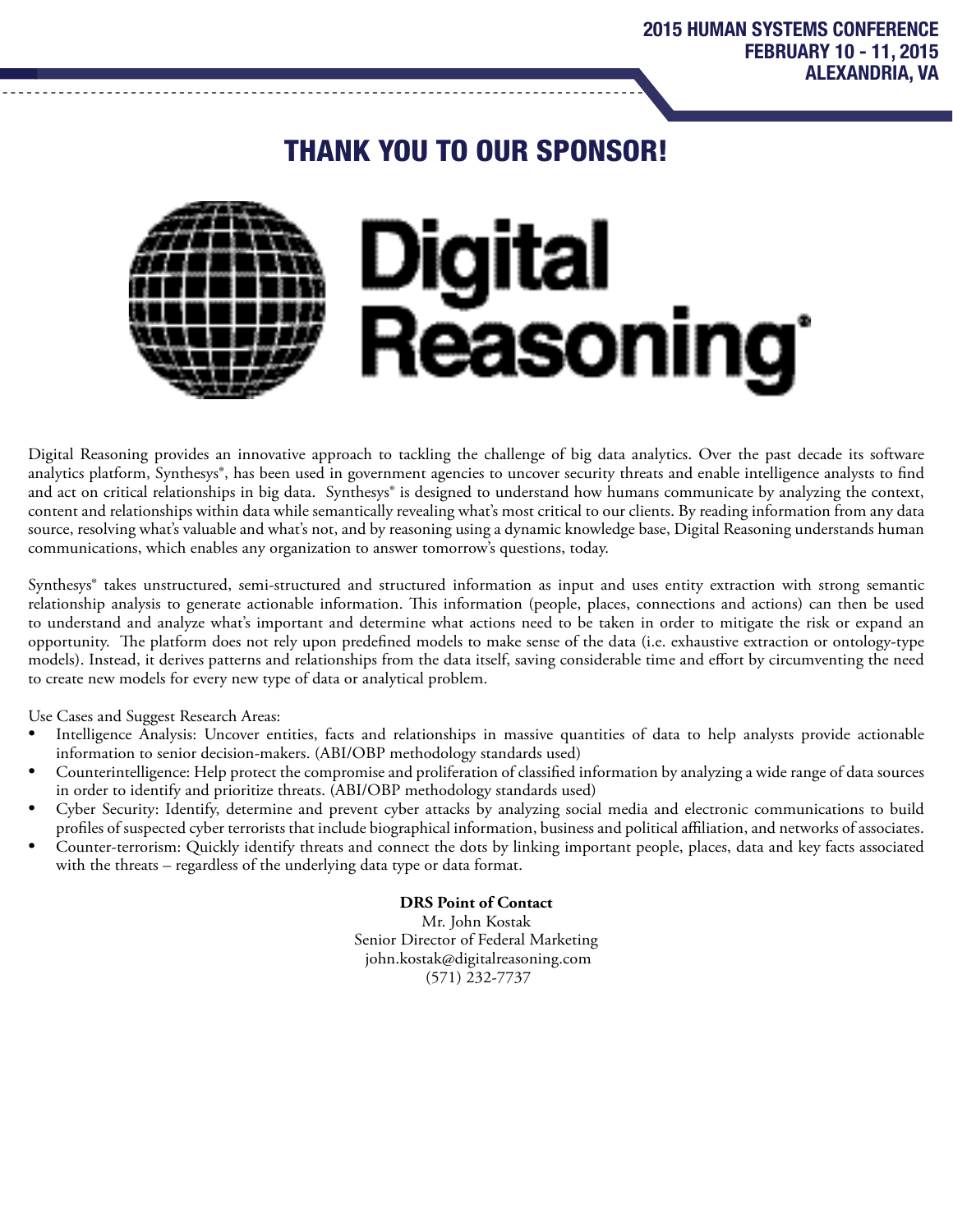# THANK YOU TO OUR SPONSOR!

Digital Reasoning®

Digital Reasoning provides an innovative approach to tackling the challenge of big data analytics. Over the past decade its software analytics platform, Synthesys®, has been used in government agencies to uncover security threats and enable intelligence analysts to find and act on critical relationships in big data. Synthesys® is designed to understand how humans communicate by analyzing the context, content and relationships within data while semantically revealing what's most critical to our clients. By reading information from any data source, resolving what's valuable and what's not, and by reasoning using a dynamic knowledge base, Digital Reasoning understands human communications, which enables any organization to answer tomorrow's questions, today.

Synthesys® takes unstructured, semi-structured and structured information as input and uses entity extraction with strong semantic relationship analysis to generate actionable information. This information (people, places, connections and actions) can then be used to understand and analyze what's important and determine what actions need to be taken in order to mitigate the risk or expand an opportunity. The platform does not rely upon predefined models to make sense of the data (i.e. exhaustive extraction or ontology-type models). Instead, it derives patterns and relationships from the data itself, saving considerable time and effort by circumventing the need to create new models for every new type of data or analytical problem.

Use Cases and Suggest Research Areas:

- Intelligence Analysis: Uncover entities, facts and relationships in massive quantities of data to help analysts provide actionable information to senior decision-makers. (ABI/OBP methodology standards used)
- Counterintelligence: Help protect the compromise and proliferation of classified information by analyzing a wide range of data sources in order to identify and prioritize threats. (ABI/OBP methodology standards used)
- Cyber Security: Identify, determine and prevent cyber attacks by analyzing social media and electronic communications to build profiles of suspected cyber terrorists that include biographical information, business and political affiliation, and networks of associates.
- Counter-terrorism: Quickly identify threats and connect the dots by linking important people, places, data and key facts associated with the threats – regardless of the underlying data type or data format.

**DRS Point of Contact**
Mr. John Kostak
Senior Director of Federal Marketing
john.kostak@digitalreasoning.com
(571) 232-7737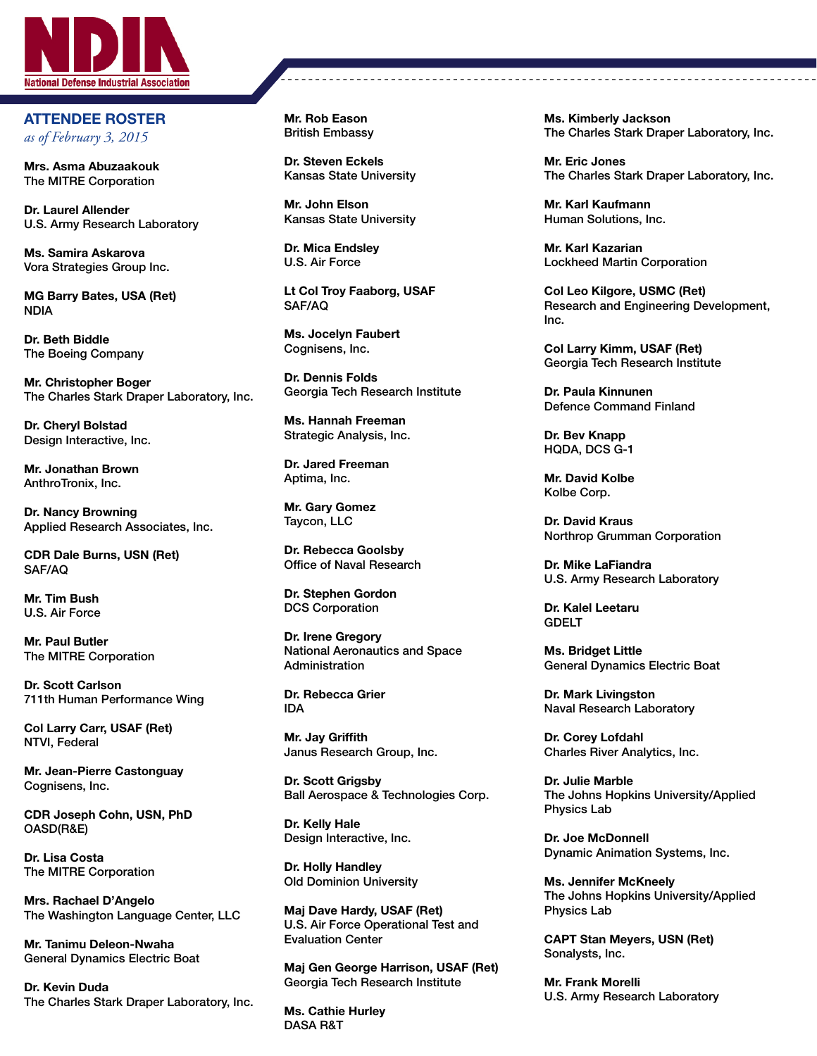National Defense Industrial Association

## ATTENDEE ROSTER

*as of February 3, 2015*

**Mrs. Asma Abuzaakouk**
The MITRE Corporation

**Dr. Laurel Allender**
U.S. Army Research Laboratory

**Ms. Samira Askarova**
Vora Strategies Group Inc.

**MG Barry Bates, USA (Ret)**
NDIA

**Dr. Beth Biddle**
The Boeing Company

**Mr. Christopher Boger**
The Charles Stark Draper Laboratory, Inc.

**Dr. Cheryl Bolstad**
Design Interactive, Inc.

**Mr. Jonathan Brown**
AnthroTronix, Inc.

**Dr. Nancy Browning**
Applied Research Associates, Inc.

**CDR Dale Burns, USN (Ret)**
SAF/AQ

**Mr. Tim Bush**
U.S. Air Force

**Mr. Paul Butler**
The MITRE Corporation

**Dr. Scott Carlson**
711th Human Performance Wing

**Col Larry Carr, USAF (Ret)**
NTVI, Federal

**Mr. Jean-Pierre Castonguay**
Cognisens, Inc.

**CDR Joseph Cohn, USN, PhD**
OASD(R&E)

**Dr. Lisa Costa**
The MITRE Corporation

**Mrs. Rachael D'Angelo**
The Washington Language Center, LLC

**Mr. Tanimu Deleon-Nwaha**
General Dynamics Electric Boat

**Dr. Kevin Duda**
The Charles Stark Draper Laboratory, Inc.

**Mr. Rob Eason**
British Embassy

**Dr. Steven Eckels**
Kansas State University

**Mr. John Elson**
Kansas State University

**Dr. Mica Endsley**
U.S. Air Force

**Lt Col Troy Faaborg, USAF**
SAF/AQ

**Ms. Jocelyn Faubert**
Cognisens, Inc.

**Dr. Dennis Folds**
Georgia Tech Research Institute

**Ms. Hannah Freeman**
Strategic Analysis, Inc.

**Dr. Jared Freeman**
Aptima, Inc.

**Mr. Gary Gomez**
Taycon, LLC

**Dr. Rebecca Goolsby**
Office of Naval Research

**Dr. Stephen Gordon**
DCS Corporation

**Dr. Irene Gregory**
National Aeronautics and Space Administration

**Dr. Rebecca Grier**
IDA

**Mr. Jay Griffith**
Janus Research Group, Inc.

**Dr. Scott Grigsby**
Ball Aerospace & Technologies Corp.

**Dr. Kelly Hale**
Design Interactive, Inc.

**Dr. Holly Handley**
Old Dominion University

**Maj Dave Hardy, USAF (Ret)**
U.S. Air Force Operational Test and Evaluation Center

**Maj Gen George Harrison, USAF (Ret)**
Georgia Tech Research Institute

**Ms. Cathie Hurley**
DASA R&T

**Ms. Kimberly Jackson**
The Charles Stark Draper Laboratory, Inc.

**Mr. Eric Jones**
The Charles Stark Draper Laboratory, Inc.

**Mr. Karl Kaufmann**
Human Solutions, Inc.

**Mr. Karl Kazarian**
Lockheed Martin Corporation

**Col Leo Kilgore, USMC (Ret)**
Research and Engineering Development, Inc.

**Col Larry Kimm, USAF (Ret)**
Georgia Tech Research Institute

**Dr. Paula Kinnunen**
Defence Command Finland

**Dr. Bev Knapp**
HQDA, DCS G-1

**Mr. David Kolbe**
Kolbe Corp.

**Dr. David Kraus**
Northrop Grumman Corporation

**Dr. Mike LaFiandra**
U.S. Army Research Laboratory

**Dr. Kalel Leetaru**
GDELT

**Ms. Bridget Little**
General Dynamics Electric Boat

**Dr. Mark Livingston**
Naval Research Laboratory

**Dr. Corey Lofdahl**
Charles River Analytics, Inc.

**Dr. Julie Marble**
The Johns Hopkins University/Applied Physics Lab

**Dr. Joe McDonnell**
Dynamic Animation Systems, Inc.

**Ms. Jennifer McKneely**
The Johns Hopkins University/Applied Physics Lab

**CAPT Stan Meyers, USN (Ret)**
Sonalysts, Inc.

**Mr. Frank Morelli**
U.S. Army Research Laboratory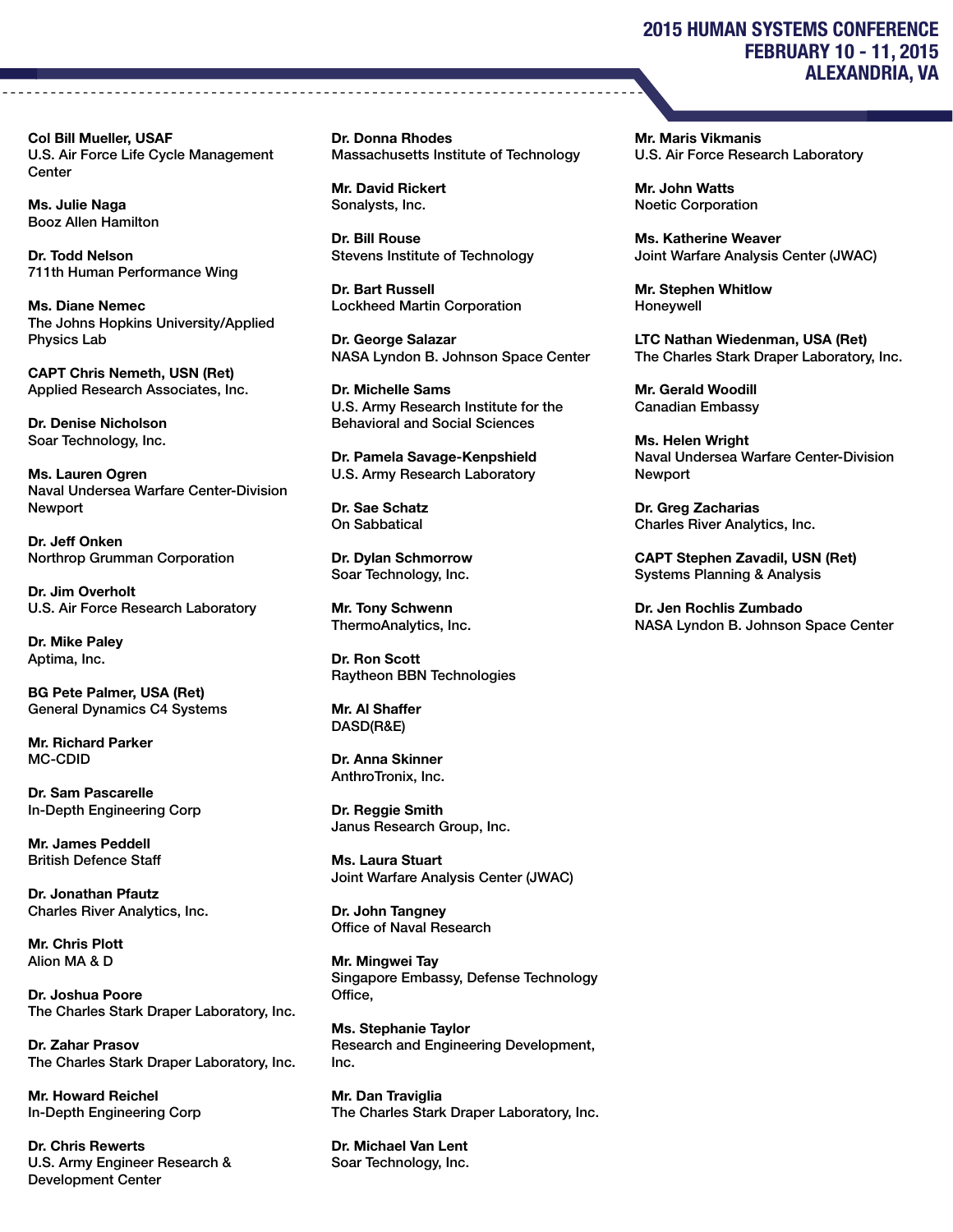**Col Bill Mueller, USAF**
U.S. Air Force Life Cycle Management Center

**Ms. Julie Naga**
Booz Allen Hamilton

**Dr. Todd Nelson**
711th Human Performance Wing

**Ms. Diane Nemec**
The Johns Hopkins University/Applied Physics Lab

**CAPT Chris Nemeth, USN (Ret)**
Applied Research Associates, Inc.

**Dr. Denise Nicholson**
Soar Technology, Inc.

**Ms. Lauren Ogren**
Naval Undersea Warfare Center-Division Newport

**Dr. Jeff Onken**
Northrop Grumman Corporation

**Dr. Jim Overholt**
U.S. Air Force Research Laboratory

**Dr. Mike Paley**
Aptima, Inc.

**BG Pete Palmer, USA (Ret)**
General Dynamics C4 Systems

**Mr. Richard Parker**
MC-CDID

**Dr. Sam Pascarelle**
In-Depth Engineering Corp

**Mr. James Peddell**
British Defence Staff

**Dr. Jonathan Pfautz**
Charles River Analytics, Inc.

**Mr. Chris Plott**
Alion MA & D

**Dr. Joshua Poore**
The Charles Stark Draper Laboratory, Inc.

**Dr. Zahar Prasov**
The Charles Stark Draper Laboratory, Inc.

**Mr. Howard Reichel**
In-Depth Engineering Corp

**Dr. Chris Rewerts**
U.S. Army Engineer Research & Development Center

**Dr. Donna Rhodes**
Massachusetts Institute of Technology

**Mr. David Rickert**
Sonalysts, Inc.

**Dr. Bill Rouse**
Stevens Institute of Technology

**Dr. Bart Russell**
Lockheed Martin Corporation

**Dr. George Salazar**
NASA Lyndon B. Johnson Space Center

**Dr. Michelle Sams**
U.S. Army Research Institute for the Behavioral and Social Sciences

**Dr. Pamela Savage-Kenpshield**
U.S. Army Research Laboratory

**Dr. Sae Schatz**
On Sabbatical

**Dr. Dylan Schmorrow**
Soar Technology, Inc.

**Mr. Tony Schwenn**
ThermoAnalytics, Inc.

**Dr. Ron Scott**
Raytheon BBN Technologies

**Mr. Al Shaffer**
DASD(R&E)

**Dr. Anna Skinner**
AnthroTronix, Inc.

**Dr. Reggie Smith**
Janus Research Group, Inc.

**Ms. Laura Stuart**
Joint Warfare Analysis Center (JWAC)

**Dr. John Tangney**
Office of Naval Research

**Mr. Mingwei Tay**
Singapore Embassy, Defense Technology Office,

**Ms. Stephanie Taylor**
Research and Engineering Development, Inc.

**Mr. Dan Traviglia**
The Charles Stark Draper Laboratory, Inc.

**Dr. Michael Van Lent**
Soar Technology, Inc.

**Mr. Maris Vikmanis**
U.S. Air Force Research Laboratory

**Mr. John Watts**
Noetic Corporation

**Ms. Katherine Weaver**
Joint Warfare Analysis Center (JWAC)

**Mr. Stephen Whitlow**
Honeywell

**LTC Nathan Wiedenman, USA (Ret)**
The Charles Stark Draper Laboratory, Inc.

**Mr. Gerald Woodill**
Canadian Embassy

**Ms. Helen Wright**
Naval Undersea Warfare Center-Division Newport

**Dr. Greg Zacharias**
Charles River Analytics, Inc.

**CAPT Stephen Zavadil, USN (Ret)**
Systems Planning & Analysis

**Dr. Jen Rochlis Zumbado**
NASA Lyndon B. Johnson Space Center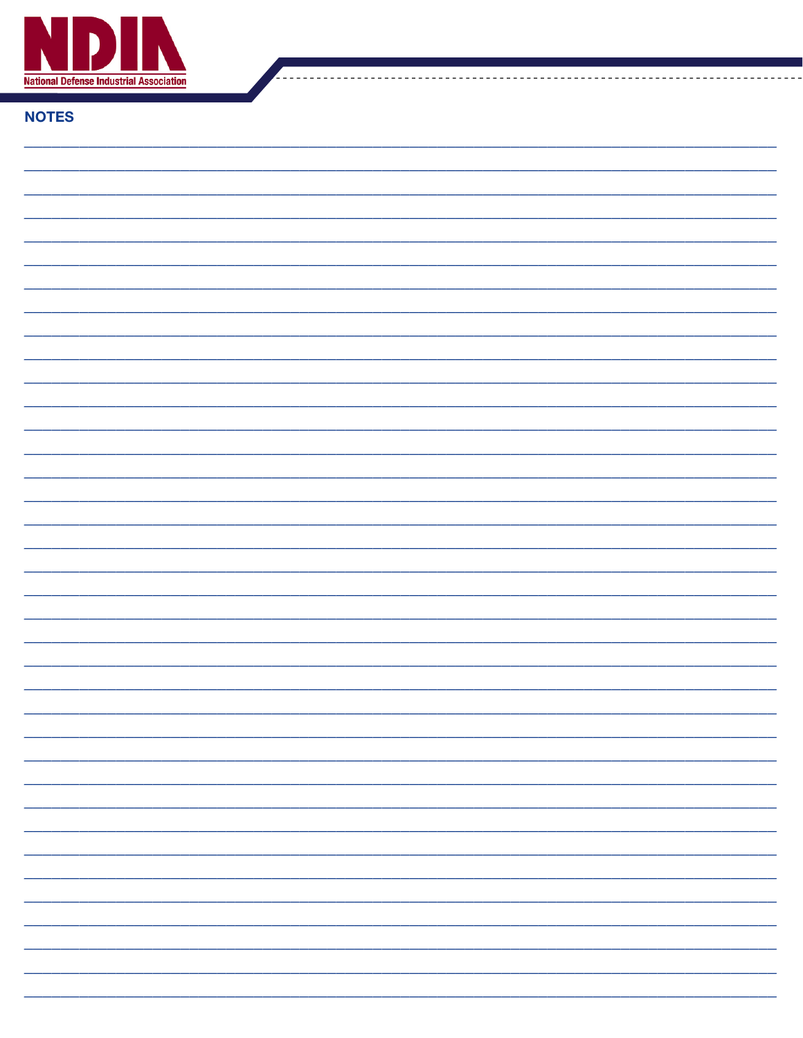## NOTES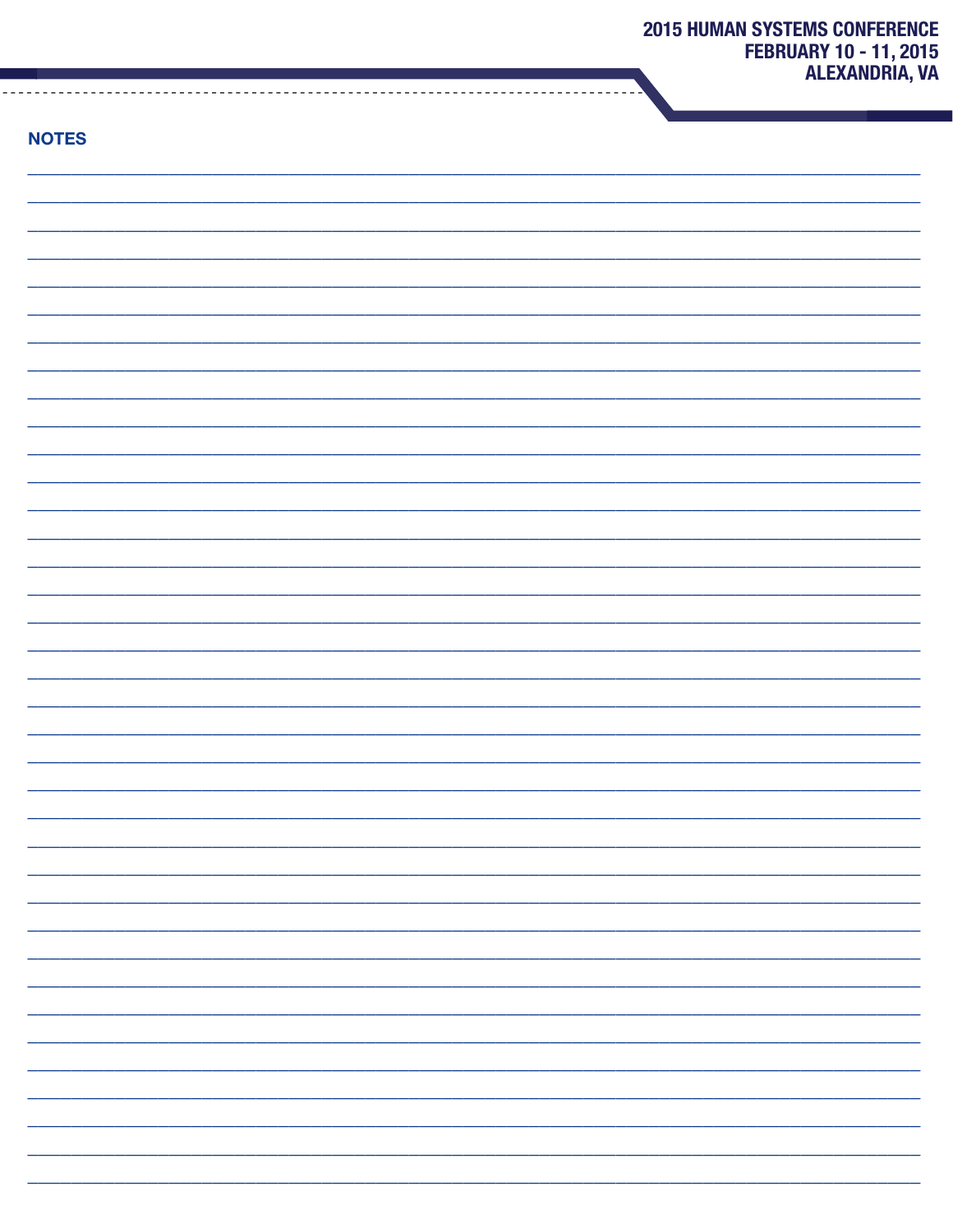## NOTES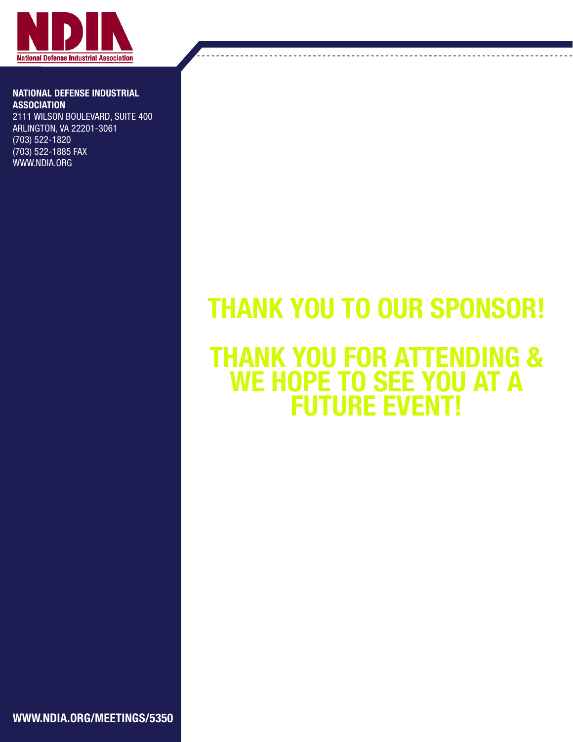**NATIONAL DEFENSE INDUSTRIAL ASSOCIATION**
2111 WILSON BOULEVARD, SUITE 400
ARLINGTON, VA 22201-3061
(703) 522-1820
(703) 522-1885 FAX
WWW.NDIA.ORG

# THANK YOU TO OUR SPONSOR!

# THANK YOU FOR ATTENDING & WE HOPE TO SEE YOU AT A FUTURE EVENT!

**WWW.NDIA.ORG/MEETINGS/5350**